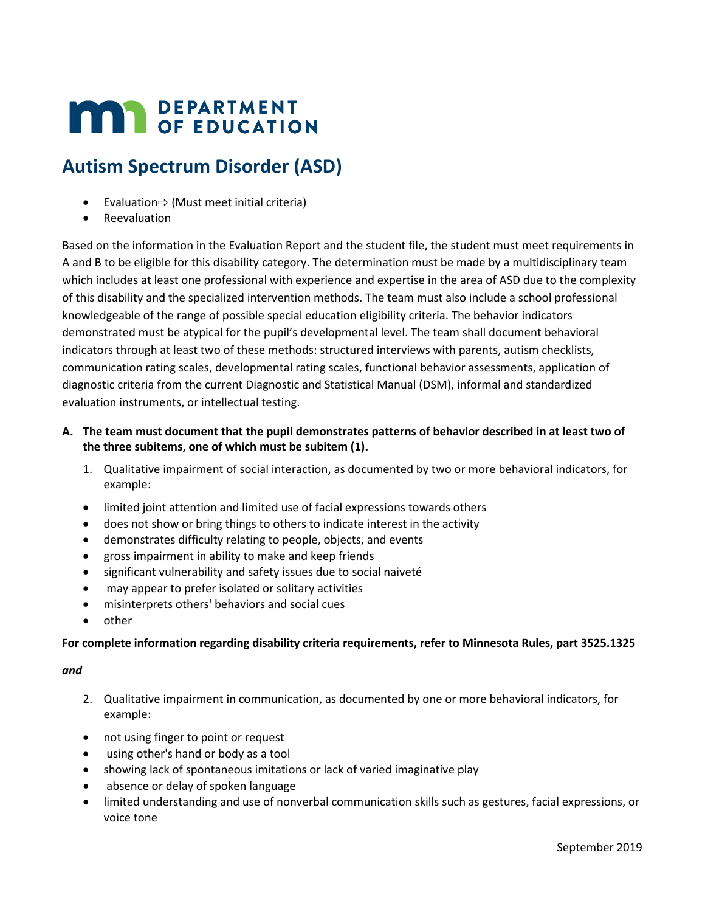DEPARTMENT OF EDUCATION

# Autism Spectrum Disorder (ASD)

- Evaluation⇨ (Must meet initial criteria)
- Reevaluation

Based on the information in the Evaluation Report and the student file, the student must meet requirements in A and B to be eligible for this disability category. The determination must be made by a multidisciplinary team which includes at least one professional with experience and expertise in the area of ASD due to the complexity of this disability and the specialized intervention methods. The team must also include a school professional knowledgeable of the range of possible special education eligibility criteria. The behavior indicators demonstrated must be atypical for the pupil's developmental level. The team shall document behavioral indicators through at least two of these methods: structured interviews with parents, autism checklists, communication rating scales, developmental rating scales, functional behavior assessments, application of diagnostic criteria from the current Diagnostic and Statistical Manual (DSM), informal and standardized evaluation instruments, or intellectual testing.

**A. The team must document that the pupil demonstrates patterns of behavior described in at least two of the three subitems, one of which must be subitem (1).**

1. Qualitative impairment of social interaction, as documented by two or more behavioral indicators, for example:

- limited joint attention and limited use of facial expressions towards others
- does not show or bring things to others to indicate interest in the activity
- demonstrates difficulty relating to people, objects, and events
- gross impairment in ability to make and keep friends
- significant vulnerability and safety issues due to social naiveté
- may appear to prefer isolated or solitary activities
- misinterprets others' behaviors and social cues
- other

**For complete information regarding disability criteria requirements, refer to Minnesota Rules, part 3525.1325**

***and***

2. Qualitative impairment in communication, as documented by one or more behavioral indicators, for example:

- not using finger to point or request
- using other's hand or body as a tool
- showing lack of spontaneous imitations or lack of varied imaginative play
- absence or delay of spoken language
- limited understanding and use of nonverbal communication skills such as gestures, facial expressions, or voice tone

September 2019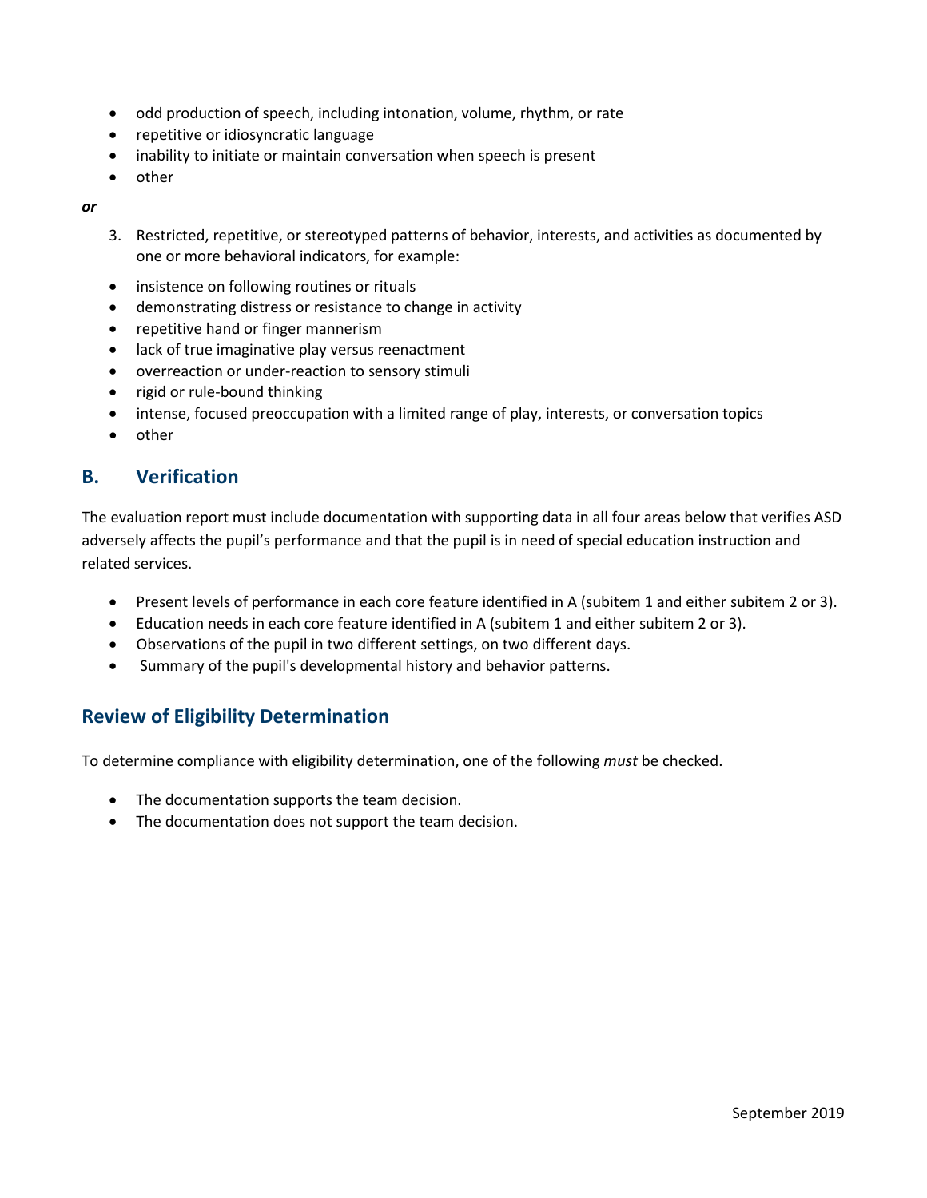- odd production of speech, including intonation, volume, rhythm, or rate
- repetitive or idiosyncratic language
- inability to initiate or maintain conversation when speech is present
- other

***or***

3. Restricted, repetitive, or stereotyped patterns of behavior, interests, and activities as documented by one or more behavioral indicators, for example:

- insistence on following routines or rituals
- demonstrating distress or resistance to change in activity
- repetitive hand or finger mannerism
- lack of true imaginative play versus reenactment
- overreaction or under-reaction to sensory stimuli
- rigid or rule-bound thinking
- intense, focused preoccupation with a limited range of play, interests, or conversation topics
- other

## B. Verification

The evaluation report must include documentation with supporting data in all four areas below that verifies ASD adversely affects the pupil's performance and that the pupil is in need of special education instruction and related services.

- Present levels of performance in each core feature identified in A (subitem 1 and either subitem 2 or 3).
- Education needs in each core feature identified in A (subitem 1 and either subitem 2 or 3).
- Observations of the pupil in two different settings, on two different days.
- Summary of the pupil's developmental history and behavior patterns.

## Review of Eligibility Determination

To determine compliance with eligibility determination, one of the following *must* be checked.

- The documentation supports the team decision.
- The documentation does not support the team decision.

September 2019